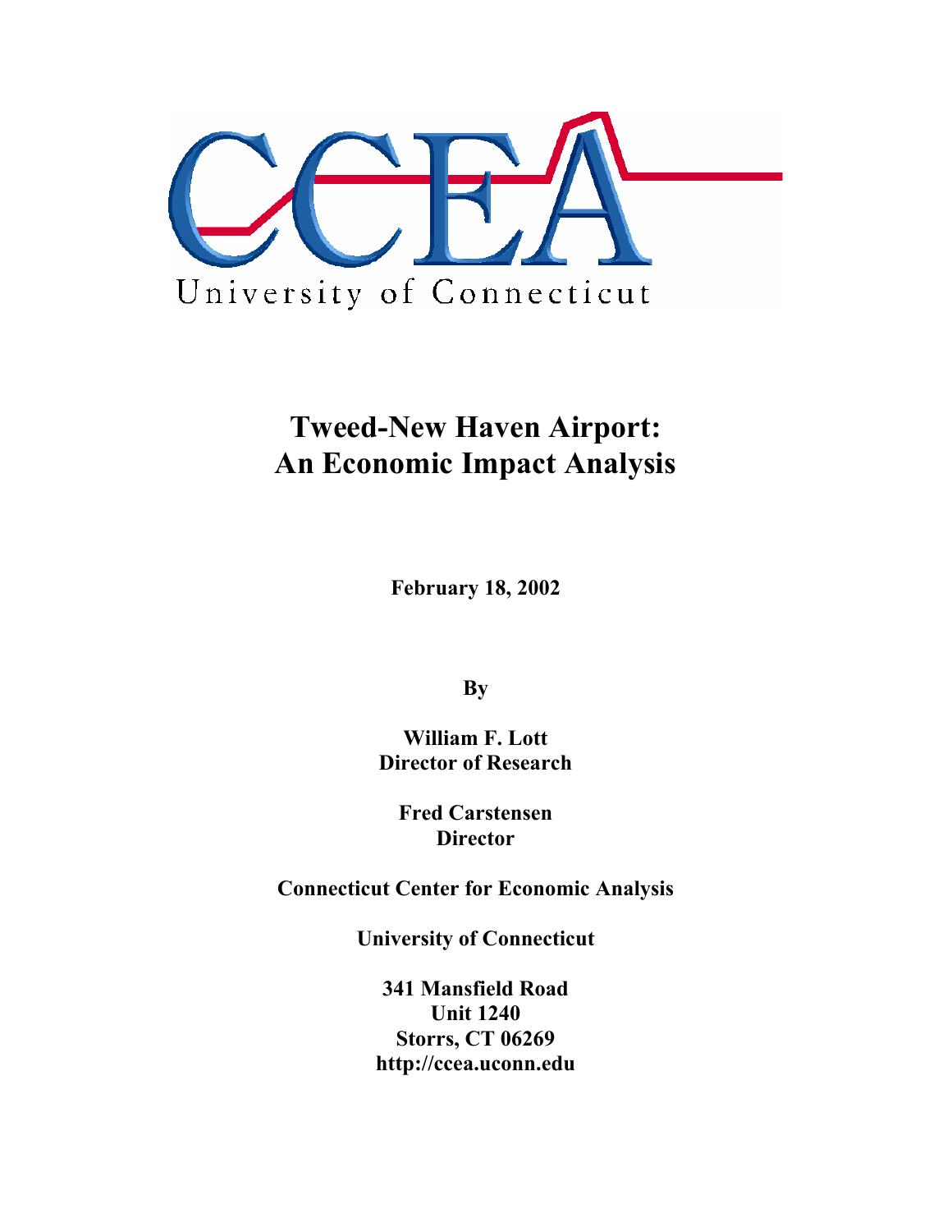CCEA

University of Connecticut

# Tweed-New Haven Airport: An Economic Impact Analysis

**February 18, 2002**

**By**

**William F. Lott**
**Director of Research**

**Fred Carstensen**
**Director**

**Connecticut Center for Economic Analysis**

**University of Connecticut**

**341 Mansfield Road**
**Unit 1240**
**Storrs, CT 06269**
**http://ccea.uconn.edu**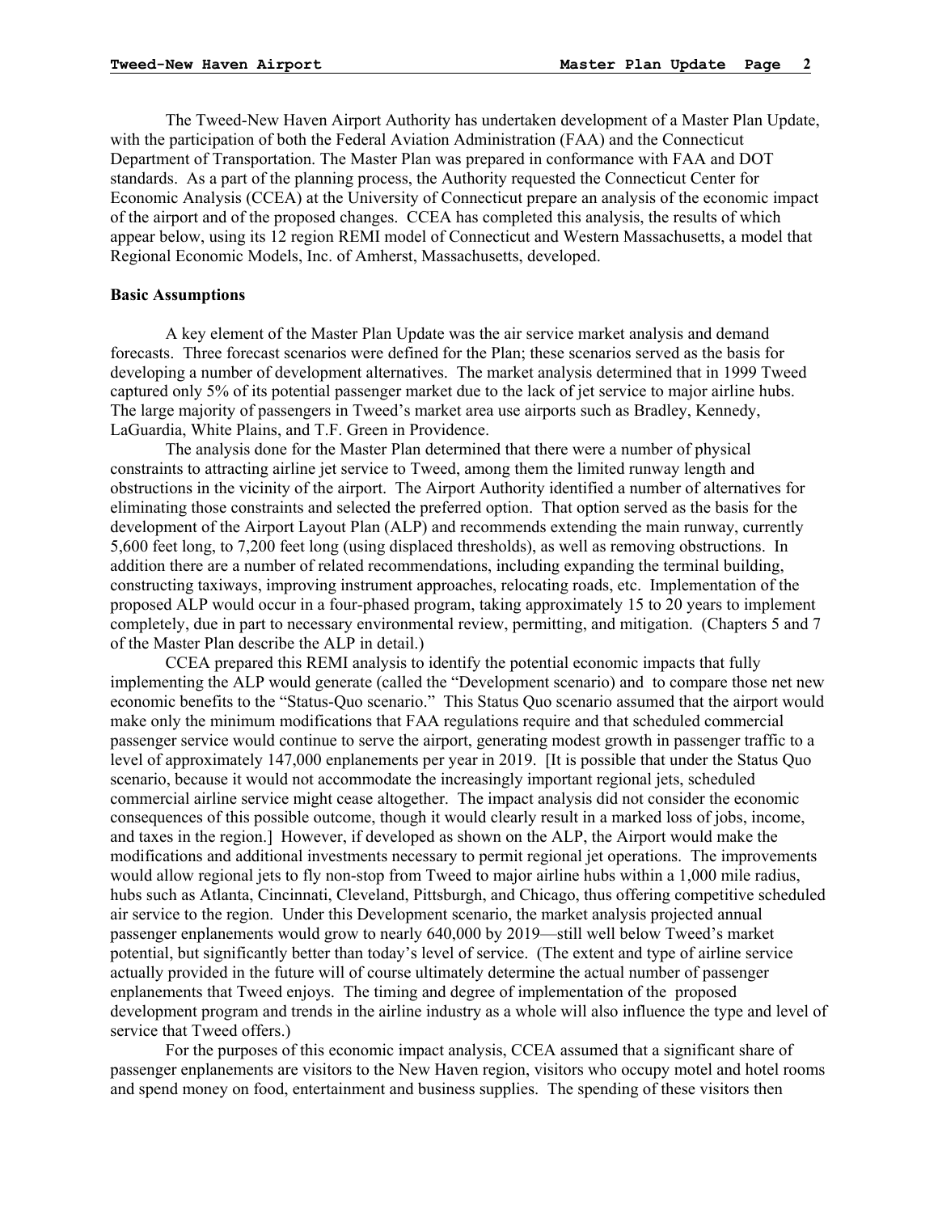The Tweed-New Haven Airport Authority has undertaken development of a Master Plan Update, with the participation of both the Federal Aviation Administration (FAA) and the Connecticut Department of Transportation. The Master Plan was prepared in conformance with FAA and DOT standards. As a part of the planning process, the Authority requested the Connecticut Center for Economic Analysis (CCEA) at the University of Connecticut prepare an analysis of the economic impact of the airport and of the proposed changes. CCEA has completed this analysis, the results of which appear below, using its 12 region REMI model of Connecticut and Western Massachusetts, a model that Regional Economic Models, Inc. of Amherst, Massachusetts, developed.

**Basic Assumptions**

A key element of the Master Plan Update was the air service market analysis and demand forecasts. Three forecast scenarios were defined for the Plan; these scenarios served as the basis for developing a number of development alternatives. The market analysis determined that in 1999 Tweed captured only 5% of its potential passenger market due to the lack of jet service to major airline hubs. The large majority of passengers in Tweed's market area use airports such as Bradley, Kennedy, LaGuardia, White Plains, and T.F. Green in Providence.

The analysis done for the Master Plan determined that there were a number of physical constraints to attracting airline jet service to Tweed, among them the limited runway length and obstructions in the vicinity of the airport. The Airport Authority identified a number of alternatives for eliminating those constraints and selected the preferred option. That option served as the basis for the development of the Airport Layout Plan (ALP) and recommends extending the main runway, currently 5,600 feet long, to 7,200 feet long (using displaced thresholds), as well as removing obstructions. In addition there are a number of related recommendations, including expanding the terminal building, constructing taxiways, improving instrument approaches, relocating roads, etc. Implementation of the proposed ALP would occur in a four-phased program, taking approximately 15 to 20 years to implement completely, due in part to necessary environmental review, permitting, and mitigation. (Chapters 5 and 7 of the Master Plan describe the ALP in detail.)

CCEA prepared this REMI analysis to identify the potential economic impacts that fully implementing the ALP would generate (called the "Development scenario) and to compare those net new economic benefits to the "Status-Quo scenario." This Status Quo scenario assumed that the airport would make only the minimum modifications that FAA regulations require and that scheduled commercial passenger service would continue to serve the airport, generating modest growth in passenger traffic to a level of approximately 147,000 enplanements per year in 2019. [It is possible that under the Status Quo scenario, because it would not accommodate the increasingly important regional jets, scheduled commercial airline service might cease altogether. The impact analysis did not consider the economic consequences of this possible outcome, though it would clearly result in a marked loss of jobs, income, and taxes in the region.] However, if developed as shown on the ALP, the Airport would make the modifications and additional investments necessary to permit regional jet operations. The improvements would allow regional jets to fly non-stop from Tweed to major airline hubs within a 1,000 mile radius, hubs such as Atlanta, Cincinnati, Cleveland, Pittsburgh, and Chicago, thus offering competitive scheduled air service to the region. Under this Development scenario, the market analysis projected annual passenger enplanements would grow to nearly 640,000 by 2019—still well below Tweed's market potential, but significantly better than today's level of service. (The extent and type of airline service actually provided in the future will of course ultimately determine the actual number of passenger enplanements that Tweed enjoys. The timing and degree of implementation of the proposed development program and trends in the airline industry as a whole will also influence the type and level of service that Tweed offers.)

For the purposes of this economic impact analysis, CCEA assumed that a significant share of passenger enplanements are visitors to the New Haven region, visitors who occupy motel and hotel rooms and spend money on food, entertainment and business supplies. The spending of these visitors then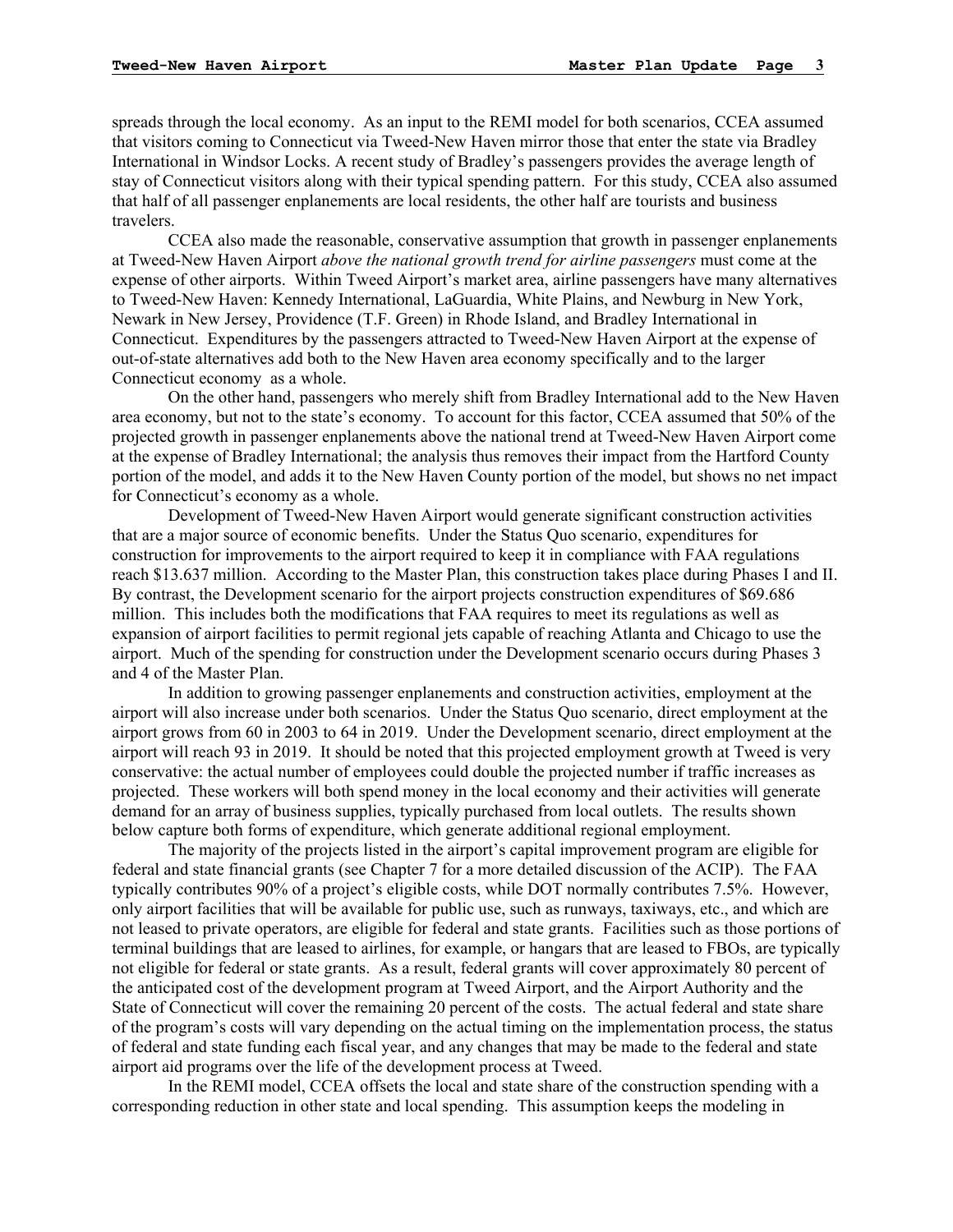spreads through the local economy. As an input to the REMI model for both scenarios, CCEA assumed that visitors coming to Connecticut via Tweed-New Haven mirror those that enter the state via Bradley International in Windsor Locks. A recent study of Bradley's passengers provides the average length of stay of Connecticut visitors along with their typical spending pattern. For this study, CCEA also assumed that half of all passenger enplanements are local residents, the other half are tourists and business travelers.

CCEA also made the reasonable, conservative assumption that growth in passenger enplanements at Tweed-New Haven Airport *above the national growth trend for airline passengers* must come at the expense of other airports. Within Tweed Airport's market area, airline passengers have many alternatives to Tweed-New Haven: Kennedy International, LaGuardia, White Plains, and Newburg in New York, Newark in New Jersey, Providence (T.F. Green) in Rhode Island, and Bradley International in Connecticut. Expenditures by the passengers attracted to Tweed-New Haven Airport at the expense of out-of-state alternatives add both to the New Haven area economy specifically and to the larger Connecticut economy as a whole.

On the other hand, passengers who merely shift from Bradley International add to the New Haven area economy, but not to the state's economy. To account for this factor, CCEA assumed that 50% of the projected growth in passenger enplanements above the national trend at Tweed-New Haven Airport come at the expense of Bradley International; the analysis thus removes their impact from the Hartford County portion of the model, and adds it to the New Haven County portion of the model, but shows no net impact for Connecticut's economy as a whole.

Development of Tweed-New Haven Airport would generate significant construction activities that are a major source of economic benefits. Under the Status Quo scenario, expenditures for construction for improvements to the airport required to keep it in compliance with FAA regulations reach $13.637 million. According to the Master Plan, this construction takes place during Phases I and II. By contrast, the Development scenario for the airport projects construction expenditures of $69.686 million. This includes both the modifications that FAA requires to meet its regulations as well as expansion of airport facilities to permit regional jets capable of reaching Atlanta and Chicago to use the airport. Much of the spending for construction under the Development scenario occurs during Phases 3 and 4 of the Master Plan.

In addition to growing passenger enplanements and construction activities, employment at the airport will also increase under both scenarios. Under the Status Quo scenario, direct employment at the airport grows from 60 in 2003 to 64 in 2019. Under the Development scenario, direct employment at the airport will reach 93 in 2019. It should be noted that this projected employment growth at Tweed is very conservative: the actual number of employees could double the projected number if traffic increases as projected. These workers will both spend money in the local economy and their activities will generate demand for an array of business supplies, typically purchased from local outlets. The results shown below capture both forms of expenditure, which generate additional regional employment.

The majority of the projects listed in the airport's capital improvement program are eligible for federal and state financial grants (see Chapter 7 for a more detailed discussion of the ACIP). The FAA typically contributes 90% of a project's eligible costs, while DOT normally contributes 7.5%. However, only airport facilities that will be available for public use, such as runways, taxiways, etc., and which are not leased to private operators, are eligible for federal and state grants. Facilities such as those portions of terminal buildings that are leased to airlines, for example, or hangars that are leased to FBOs, are typically not eligible for federal or state grants. As a result, federal grants will cover approximately 80 percent of the anticipated cost of the development program at Tweed Airport, and the Airport Authority and the State of Connecticut will cover the remaining 20 percent of the costs. The actual federal and state share of the program's costs will vary depending on the actual timing on the implementation process, the status of federal and state funding each fiscal year, and any changes that may be made to the federal and state airport aid programs over the life of the development process at Tweed.

In the REMI model, CCEA offsets the local and state share of the construction spending with a corresponding reduction in other state and local spending. This assumption keeps the modeling in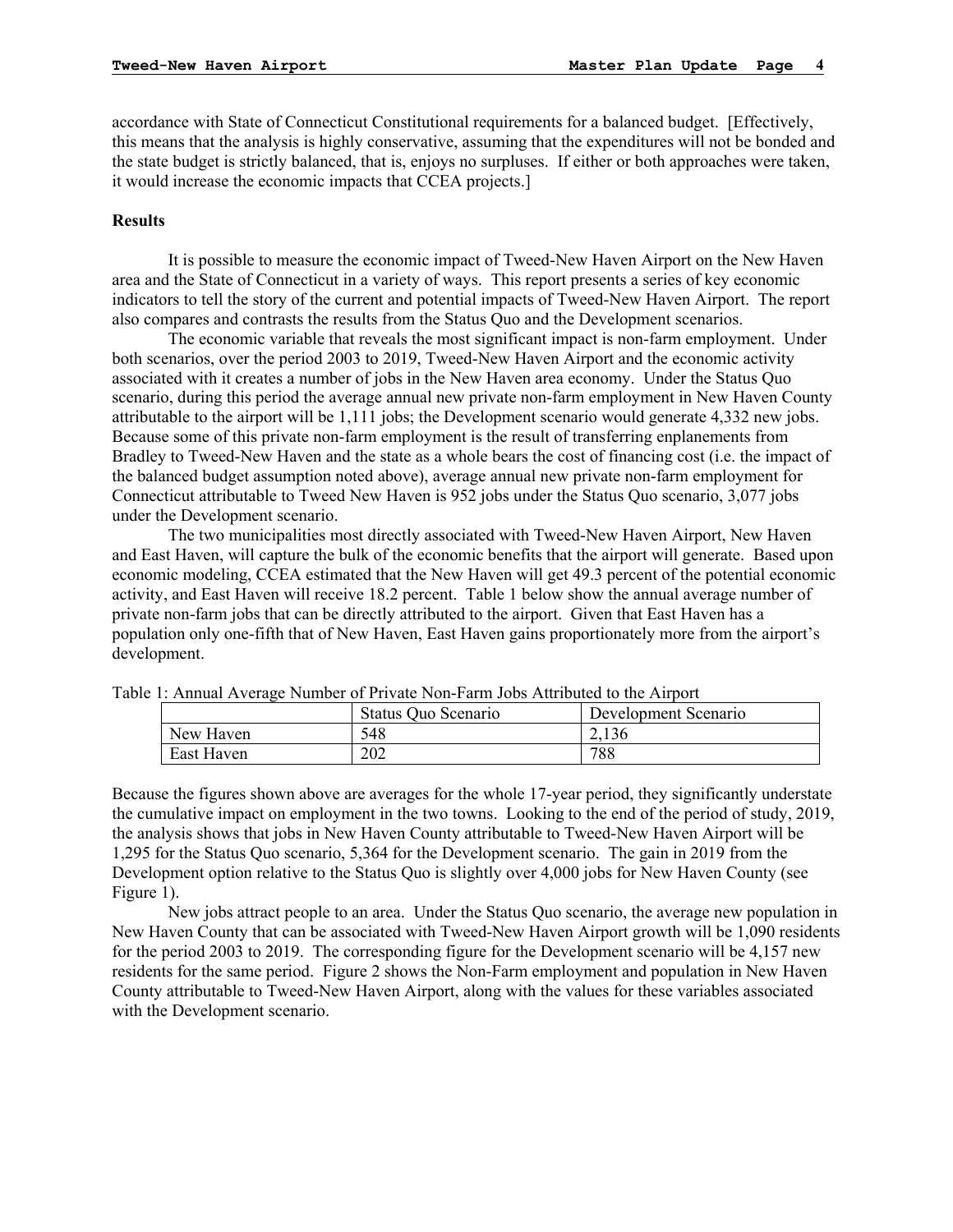accordance with State of Connecticut Constitutional requirements for a balanced budget. [Effectively, this means that the analysis is highly conservative, assuming that the expenditures will not be bonded and the state budget is strictly balanced, that is, enjoys no surpluses. If either or both approaches were taken, it would increase the economic impacts that CCEA projects.]

**Results**

It is possible to measure the economic impact of Tweed-New Haven Airport on the New Haven area and the State of Connecticut in a variety of ways. This report presents a series of key economic indicators to tell the story of the current and potential impacts of Tweed-New Haven Airport. The report also compares and contrasts the results from the Status Quo and the Development scenarios.

The economic variable that reveals the most significant impact is non-farm employment. Under both scenarios, over the period 2003 to 2019, Tweed-New Haven Airport and the economic activity associated with it creates a number of jobs in the New Haven area economy. Under the Status Quo scenario, during this period the average annual new private non-farm employment in New Haven County attributable to the airport will be 1,111 jobs; the Development scenario would generate 4,332 new jobs. Because some of this private non-farm employment is the result of transferring enplanements from Bradley to Tweed-New Haven and the state as a whole bears the cost of financing cost (i.e. the impact of the balanced budget assumption noted above), average annual new private non-farm employment for Connecticut attributable to Tweed New Haven is 952 jobs under the Status Quo scenario, 3,077 jobs under the Development scenario.

The two municipalities most directly associated with Tweed-New Haven Airport, New Haven and East Haven, will capture the bulk of the economic benefits that the airport will generate. Based upon economic modeling, CCEA estimated that the New Haven will get 49.3 percent of the potential economic activity, and East Haven will receive 18.2 percent. Table 1 below show the annual average number of private non-farm jobs that can be directly attributed to the airport. Given that East Haven has a population only one-fifth that of New Haven, East Haven gains proportionately more from the airport's development.

Table 1: Annual Average Number of Private Non-Farm Jobs Attributed to the Airport

| | Status Quo Scenario | Development Scenario |
|---|---|---|
| New Haven | 548 | 2,136 |
| East Haven | 202 | 788 |

Because the figures shown above are averages for the whole 17-year period, they significantly understate the cumulative impact on employment in the two towns. Looking to the end of the period of study, 2019, the analysis shows that jobs in New Haven County attributable to Tweed-New Haven Airport will be 1,295 for the Status Quo scenario, 5,364 for the Development scenario. The gain in 2019 from the Development option relative to the Status Quo is slightly over 4,000 jobs for New Haven County (see Figure 1).

New jobs attract people to an area. Under the Status Quo scenario, the average new population in New Haven County that can be associated with Tweed-New Haven Airport growth will be 1,090 residents for the period 2003 to 2019. The corresponding figure for the Development scenario will be 4,157 new residents for the same period. Figure 2 shows the Non-Farm employment and population in New Haven County attributable to Tweed-New Haven Airport, along with the values for these variables associated with the Development scenario.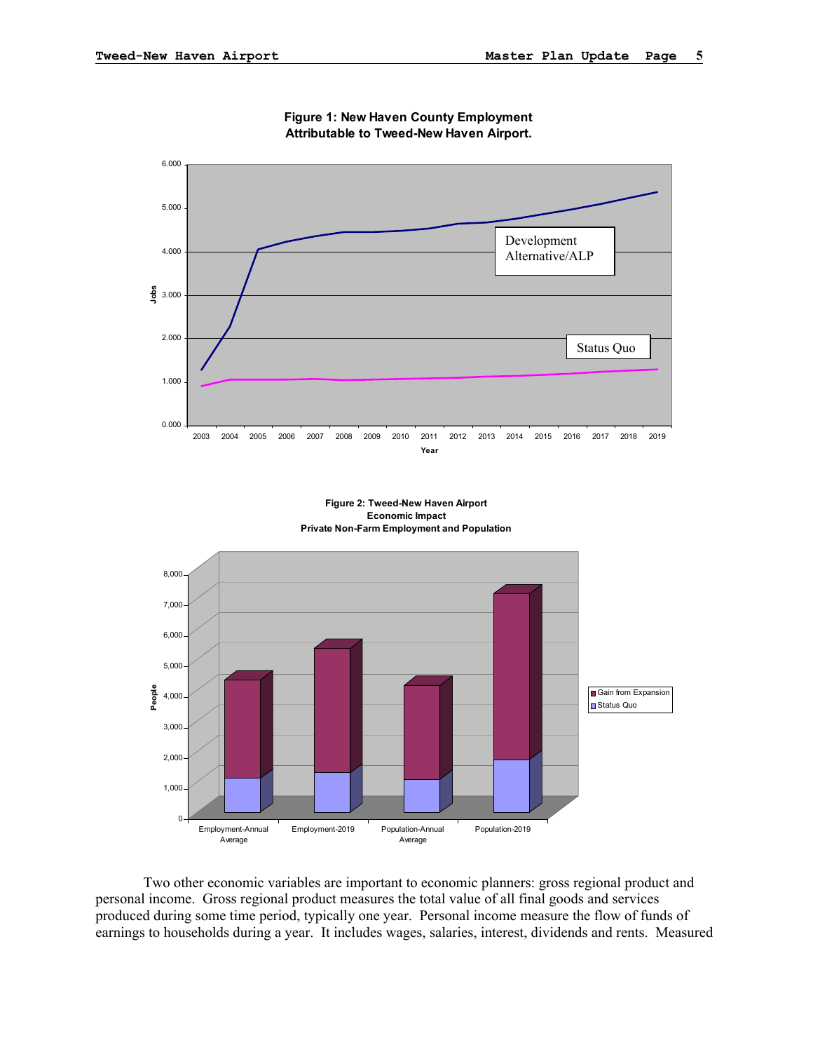**Figure 1: New Haven County Employment Attributable to Tweed-New Haven Airport.**

**Figure 2: Tweed-New Haven Airport Economic Impact Private Non-Farm Employment and Population**

Two other economic variables are important to economic planners: gross regional product and personal income. Gross regional product measures the total value of all final goods and services produced during some time period, typically one year. Personal income measure the flow of funds of earnings to households during a year. It includes wages, salaries, interest, dividends and rents. Measured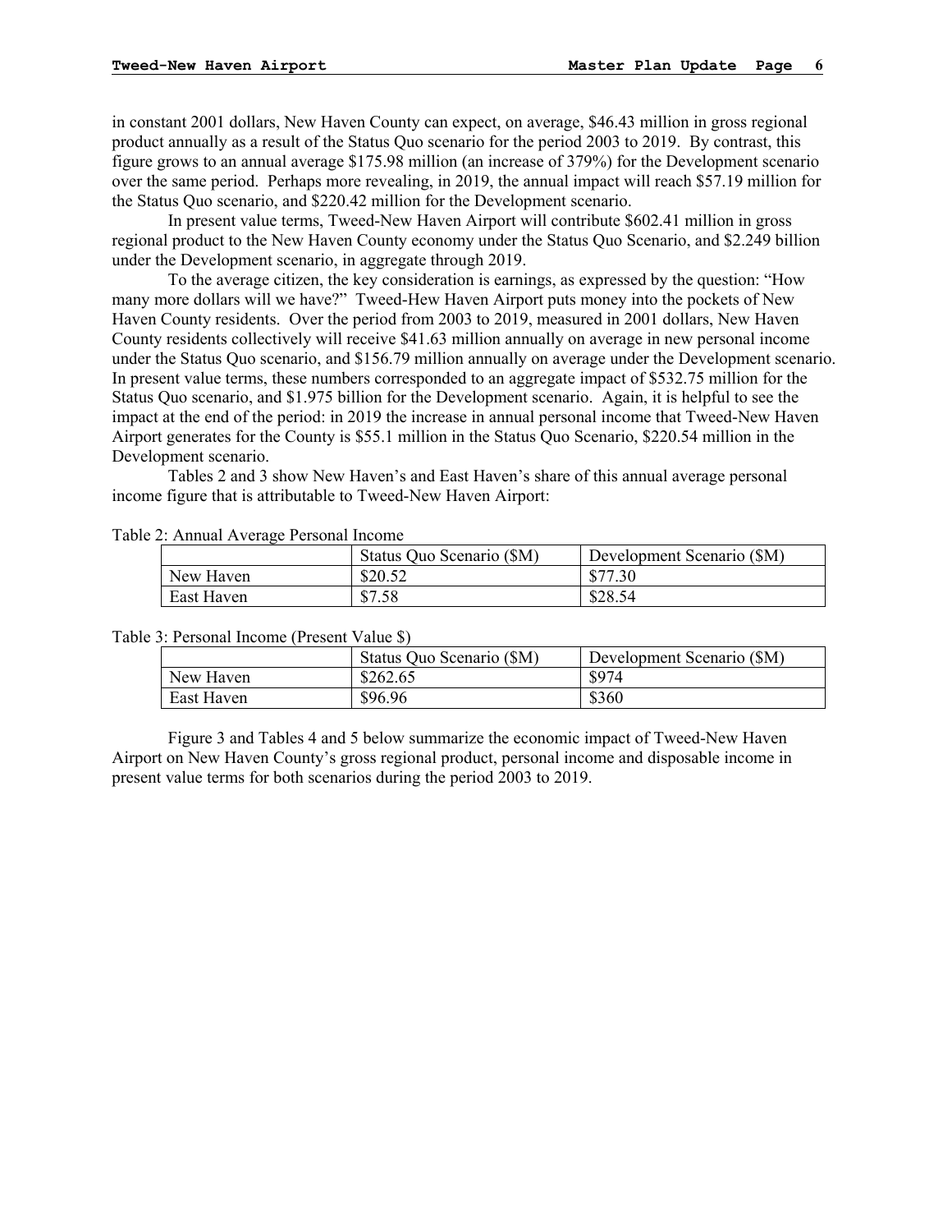in constant 2001 dollars, New Haven County can expect, on average, $46.43 million in gross regional product annually as a result of the Status Quo scenario for the period 2003 to 2019. By contrast, this figure grows to an annual average $175.98 million (an increase of 379%) for the Development scenario over the same period. Perhaps more revealing, in 2019, the annual impact will reach $57.19 million for the Status Quo scenario, and $220.42 million for the Development scenario.

In present value terms, Tweed-New Haven Airport will contribute $602.41 million in gross regional product to the New Haven County economy under the Status Quo Scenario, and $2.249 billion under the Development scenario, in aggregate through 2019.

To the average citizen, the key consideration is earnings, as expressed by the question: "How many more dollars will we have?" Tweed-Hew Haven Airport puts money into the pockets of New Haven County residents. Over the period from 2003 to 2019, measured in 2001 dollars, New Haven County residents collectively will receive $41.63 million annually on average in new personal income under the Status Quo scenario, and $156.79 million annually on average under the Development scenario. In present value terms, these numbers corresponded to an aggregate impact of $532.75 million for the Status Quo scenario, and $1.975 billion for the Development scenario. Again, it is helpful to see the impact at the end of the period: in 2019 the increase in annual personal income that Tweed-New Haven Airport generates for the County is $55.1 million in the Status Quo Scenario, $220.54 million in the Development scenario.

Tables 2 and 3 show New Haven's and East Haven's share of this annual average personal income figure that is attributable to Tweed-New Haven Airport:

Table 2: Annual Average Personal Income

| | Status Quo Scenario ($M) | Development Scenario ($M) |
|---|---|---|
| New Haven | $20.52 | $77.30 |
| East Haven | $7.58 | $28.54 |

Table 3: Personal Income (Present Value $)

| | Status Quo Scenario ($M) | Development Scenario ($M) |
|---|---|---|
| New Haven | $262.65 | $974 |
| East Haven | $96.96 | $360 |

Figure 3 and Tables 4 and 5 below summarize the economic impact of Tweed-New Haven Airport on New Haven County's gross regional product, personal income and disposable income in present value terms for both scenarios during the period 2003 to 2019.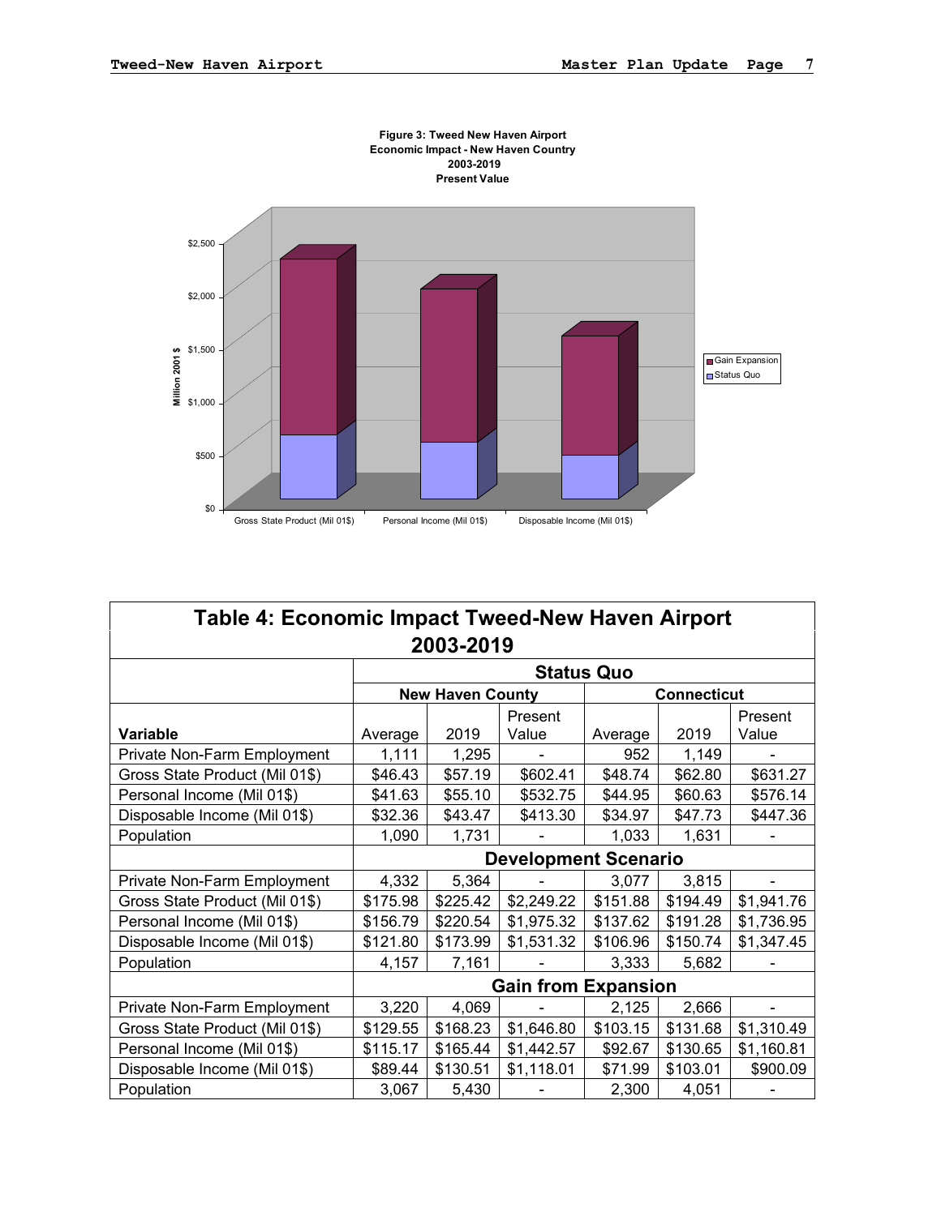Figure 3: Tweed New Haven Airport
Economic Impact - New Haven Country
2003-2019
Present Value

## Table 4: Economic Impact Tweed-New Haven Airport 2003-2019

| Variable | New Haven County Average | New Haven County 2019 | New Haven County Present Value | Connecticut Average | Connecticut 2019 | Connecticut Present Value |
|---|---|---|---|---|---|---|
| **Status Quo** | | | | | | |
| Private Non-Farm Employment | 1,111 | 1,295 | - | 952 | 1,149 | - |
| Gross State Product (Mil 01$) | $46.43 | $57.19 | $602.41 | $48.74 | $62.80 | $631.27 |
| Personal Income (Mil 01$) | $41.63 | $55.10 | $532.75 | $44.95 | $60.63 | $576.14 |
| Disposable Income (Mil 01$) | $32.36 | $43.47 | $413.30 | $34.97 | $47.73 | $447.36 |
| Population | 1,090 | 1,731 | - | 1,033 | 1,631 | - |
| **Development Scenario** | | | | | | |
| Private Non-Farm Employment | 4,332 | 5,364 | - | 3,077 | 3,815 | - |
| Gross State Product (Mil 01$) | $175.98 | $225.42 | $2,249.22 | $151.88 | $194.49 | $1,941.76 |
| Personal Income (Mil 01$) | $156.79 | $220.54 | $1,975.32 | $137.62 | $191.28 | $1,736.95 |
| Disposable Income (Mil 01$) | $121.80 | $173.99 | $1,531.32 | $106.96 | $150.74 | $1,347.45 |
| Population | 4,157 | 7,161 | - | 3,333 | 5,682 | - |
| **Gain from Expansion** | | | | | | |
| Private Non-Farm Employment | 3,220 | 4,069 | - | 2,125 | 2,666 | - |
| Gross State Product (Mil 01$) | $129.55 | $168.23 | $1,646.80 | $103.15 | $131.68 | $1,310.49 |
| Personal Income (Mil 01$) | $115.17 | $165.44 | $1,442.57 | $92.67 | $130.65 | $1,160.81 |
| Disposable Income (Mil 01$) | $89.44 | $130.51 | $1,118.01 | $71.99 | $103.01 | $900.09 |
| Population | 3,067 | 5,430 | - | 2,300 | 4,051 | - |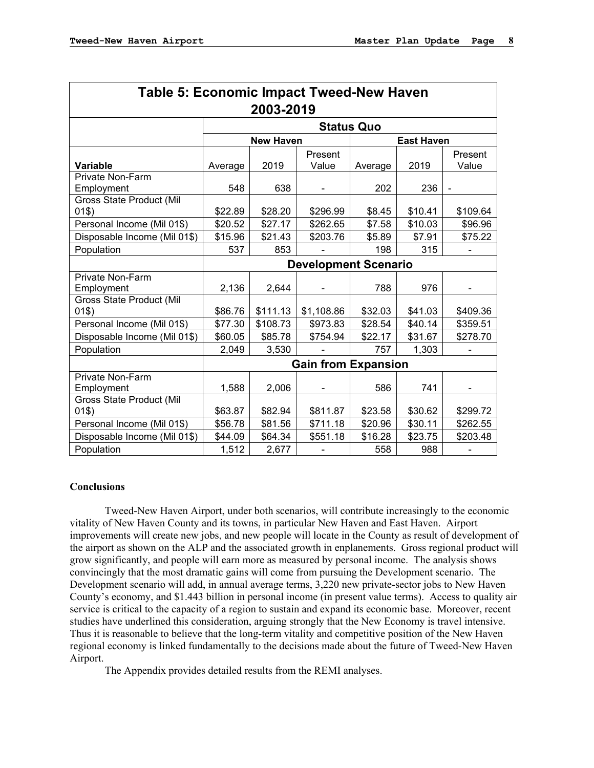**Table 5: Economic Impact Tweed-New Haven 2003-2019**

| | Status Quo | | | | | |
|---|---|---|---|---|---|---|
| | New Haven | | | East Haven | | |
| Variable | Average | 2019 | Present Value | Average | 2019 | Present Value |
| Private Non-Farm Employment | 548 | 638 | - | 202 | 236 | - |
| Gross State Product (Mil 01$) | $22.89 | $28.20 | $296.99 | $8.45 | $10.41 | $109.64 |
| Personal Income (Mil 01$) | $20.52 | $27.17 | $262.65 | $7.58 | $10.03 | $96.96 |
| Disposable Income (Mil 01$) | $15.96 | $21.43 | $203.76 | $5.89 | $7.91 | $75.22 |
| Population | 537 | 853 | - | 198 | 315 | - |
| | Development Scenario | | | | | |
| Private Non-Farm Employment | 2,136 | 2,644 | - | 788 | 976 | - |
| Gross State Product (Mil 01$) | $86.76 | $111.13 | $1,108.86 | $32.03 | $41.03 | $409.36 |
| Personal Income (Mil 01$) | $77.30 | $108.73 | $973.83 | $28.54 | $40.14 | $359.51 |
| Disposable Income (Mil 01$) | $60.05 | $85.78 | $754.94 | $22.17 | $31.67 | $278.70 |
| Population | 2,049 | 3,530 | - | 757 | 1,303 | - |
| | Gain from Expansion | | | | | |
| Private Non-Farm Employment | 1,588 | 2,006 | - | 586 | 741 | - |
| Gross State Product (Mil 01$) | $63.87 | $82.94 | $811.87 | $23.58 | $30.62 | $299.72 |
| Personal Income (Mil 01$) | $56.78 | $81.56 | $711.18 | $20.96 | $30.11 | $262.55 |
| Disposable Income (Mil 01$) | $44.09 | $64.34 | $551.18 | $16.28 | $23.75 | $203.48 |
| Population | 1,512 | 2,677 | - | 558 | 988 | - |

**Conclusions**

Tweed-New Haven Airport, under both scenarios, will contribute increasingly to the economic vitality of New Haven County and its towns, in particular New Haven and East Haven. Airport improvements will create new jobs, and new people will locate in the County as result of development of the airport as shown on the ALP and the associated growth in enplanements. Gross regional product will grow significantly, and people will earn more as measured by personal income. The analysis shows convincingly that the most dramatic gains will come from pursuing the Development scenario. The Development scenario will add, in annual average terms, 3,220 new private-sector jobs to New Haven County's economy, and $1.443 billion in personal income (in present value terms). Access to quality air service is critical to the capacity of a region to sustain and expand its economic base. Moreover, recent studies have underlined this consideration, arguing strongly that the New Economy is travel intensive. Thus it is reasonable to believe that the long-term vitality and competitive position of the New Haven regional economy is linked fundamentally to the decisions made about the future of Tweed-New Haven Airport.

The Appendix provides detailed results from the REMI analyses.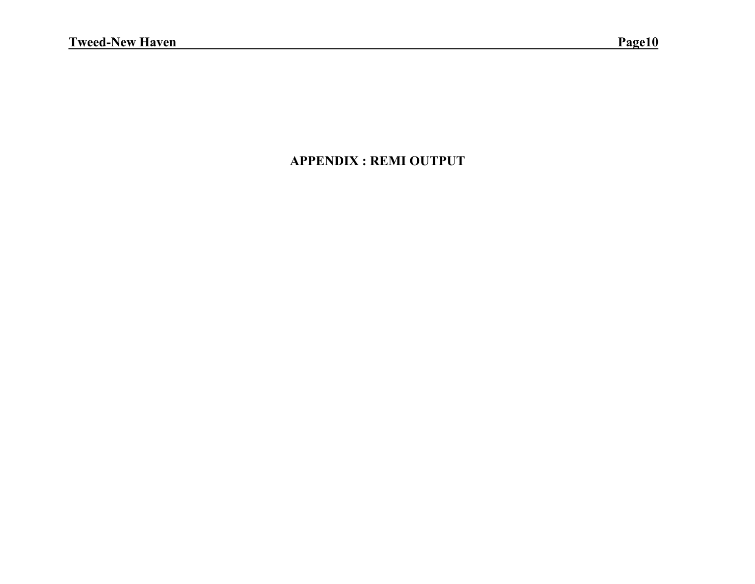# APPENDIX : REMI OUTPUT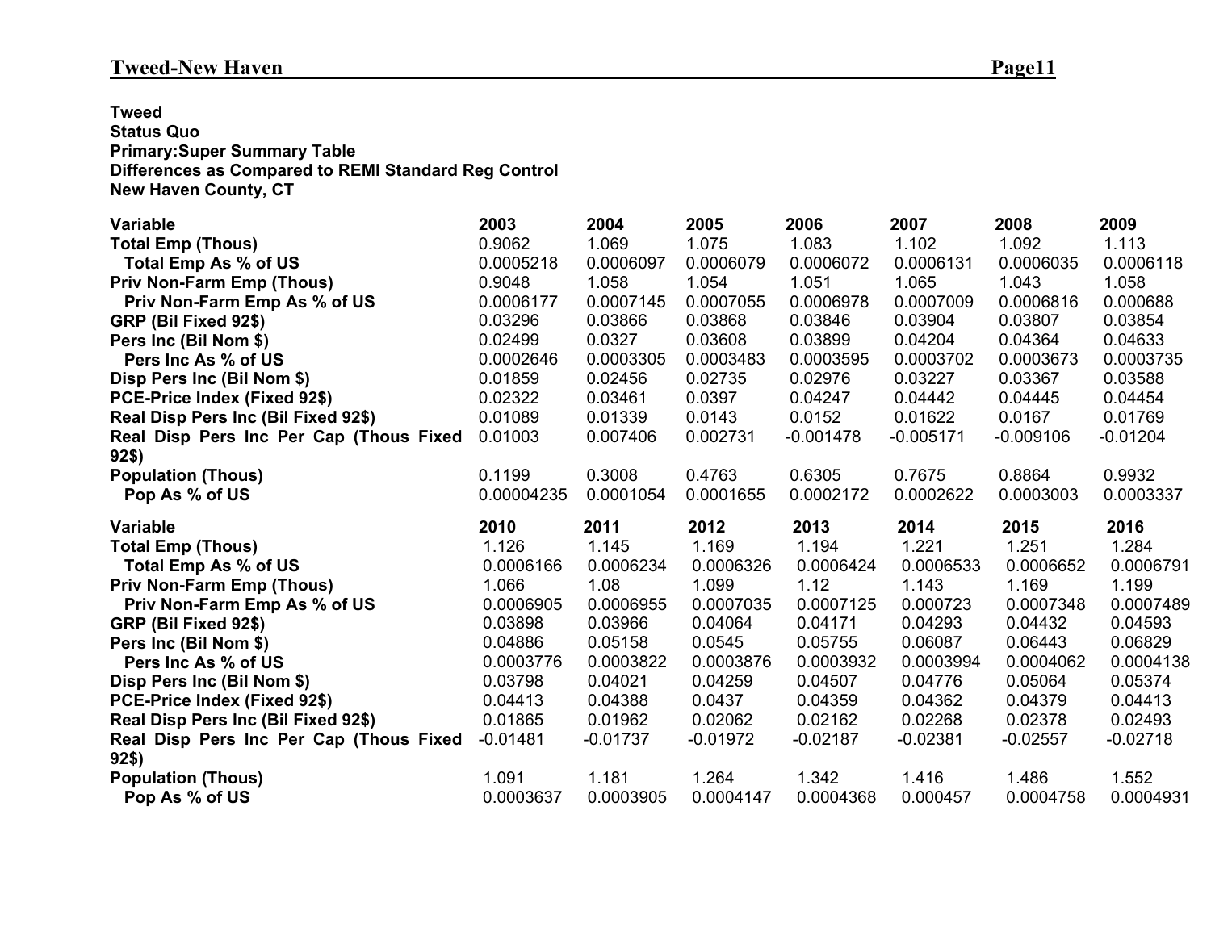**Tweed**
**Status Quo**
**Primary:Super Summary Table**
**Differences as Compared to REMI Standard Reg Control**
**New Haven County, CT**

| Variable | 2003 | 2004 | 2005 | 2006 | 2007 | 2008 | 2009 |
|---|---|---|---|---|---|---|---|
| **Total Emp (Thous)** | 0.9062 | 1.069 | 1.075 | 1.083 | 1.102 | 1.092 | 1.113 |
| **Total Emp As % of US** | 0.0005218 | 0.0006097 | 0.0006079 | 0.0006072 | 0.0006131 | 0.0006035 | 0.0006118 |
| **Priv Non-Farm Emp (Thous)** | 0.9048 | 1.058 | 1.054 | 1.051 | 1.065 | 1.043 | 1.058 |
| **Priv Non-Farm Emp As % of US** | 0.0006177 | 0.0007145 | 0.0007055 | 0.0006978 | 0.0007009 | 0.0006816 | 0.000688 |
| **GRP (Bil Fixed 92$)** | 0.03296 | 0.03866 | 0.03868 | 0.03846 | 0.03904 | 0.03807 | 0.03854 |
| **Pers Inc (Bil Nom $)** | 0.02499 | 0.0327 | 0.03608 | 0.03899 | 0.04204 | 0.04364 | 0.04633 |
| **Pers Inc As % of US** | 0.0002646 | 0.0003305 | 0.0003483 | 0.0003595 | 0.0003702 | 0.0003673 | 0.0003735 |
| **Disp Pers Inc (Bil Nom $)** | 0.01859 | 0.02456 | 0.02735 | 0.02976 | 0.03227 | 0.03367 | 0.03588 |
| **PCE-Price Index (Fixed 92$)** | 0.02322 | 0.03461 | 0.0397 | 0.04247 | 0.04442 | 0.04445 | 0.04454 |
| **Real Disp Pers Inc (Bil Fixed 92$)** | 0.01089 | 0.01339 | 0.0143 | 0.0152 | 0.01622 | 0.0167 | 0.01769 |
| **Real Disp Pers Inc Per Cap (Thous Fixed 92$)** | 0.01003 | 0.007406 | 0.002731 | -0.001478 | -0.005171 | -0.009106 | -0.01204 |
| **Population (Thous)** | 0.1199 | 0.3008 | 0.4763 | 0.6305 | 0.7675 | 0.8864 | 0.9932 |
| **Pop As % of US** | 0.00004235 | 0.0001054 | 0.0001655 | 0.0002172 | 0.0002622 | 0.0003003 | 0.0003337 |

| Variable | 2010 | 2011 | 2012 | 2013 | 2014 | 2015 | 2016 |
|---|---|---|---|---|---|---|---|
| **Total Emp (Thous)** | 1.126 | 1.145 | 1.169 | 1.194 | 1.221 | 1.251 | 1.284 |
| **Total Emp As % of US** | 0.0006166 | 0.0006234 | 0.0006326 | 0.0006424 | 0.0006533 | 0.0006652 | 0.0006791 |
| **Priv Non-Farm Emp (Thous)** | 1.066 | 1.08 | 1.099 | 1.12 | 1.143 | 1.169 | 1.199 |
| **Priv Non-Farm Emp As % of US** | 0.0006905 | 0.0006955 | 0.0007035 | 0.0007125 | 0.000723 | 0.0007348 | 0.0007489 |
| **GRP (Bil Fixed 92$)** | 0.03898 | 0.03966 | 0.04064 | 0.04171 | 0.04293 | 0.04432 | 0.04593 |
| **Pers Inc (Bil Nom $)** | 0.04886 | 0.05158 | 0.0545 | 0.05755 | 0.06087 | 0.06443 | 0.06829 |
| **Pers Inc As % of US** | 0.0003776 | 0.0003822 | 0.0003876 | 0.0003932 | 0.0003994 | 0.0004062 | 0.0004138 |
| **Disp Pers Inc (Bil Nom $)** | 0.03798 | 0.04021 | 0.04259 | 0.04507 | 0.04776 | 0.05064 | 0.05374 |
| **PCE-Price Index (Fixed 92$)** | 0.04413 | 0.04388 | 0.0437 | 0.04359 | 0.04362 | 0.04379 | 0.04413 |
| **Real Disp Pers Inc (Bil Fixed 92$)** | 0.01865 | 0.01962 | 0.02062 | 0.02162 | 0.02268 | 0.02378 | 0.02493 |
| **Real Disp Pers Inc Per Cap (Thous Fixed 92$)** | -0.01481 | -0.01737 | -0.01972 | -0.02187 | -0.02381 | -0.02557 | -0.02718 |
| **Population (Thous)** | 1.091 | 1.181 | 1.264 | 1.342 | 1.416 | 1.486 | 1.552 |
| **Pop As % of US** | 0.0003637 | 0.0003905 | 0.0004147 | 0.0004368 | 0.000457 | 0.0004758 | 0.0004931 |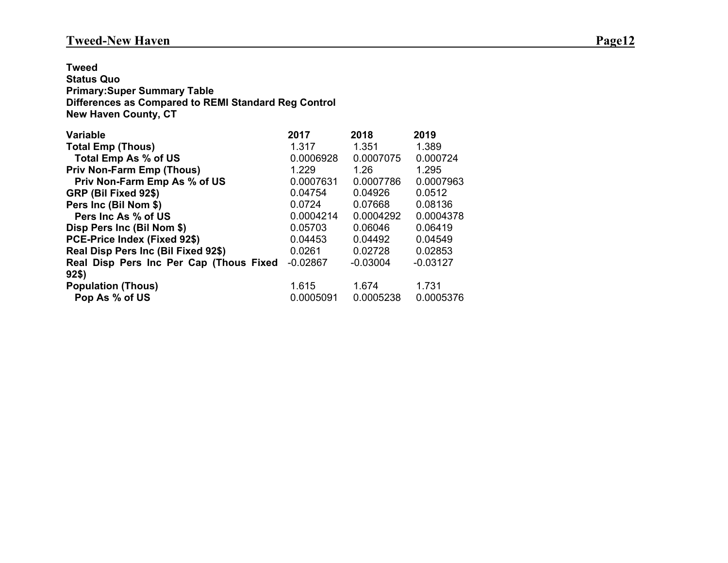**Tweed**
**Status Quo**
**Primary:Super Summary Table**
**Differences as Compared to REMI Standard Reg Control**
**New Haven County, CT**

| Variable | 2017 | 2018 | 2019 |
|---|---|---|---|
| **Total Emp (Thous)** | 1.317 | 1.351 | 1.389 |
| **Total Emp As % of US** | 0.0006928 | 0.0007075 | 0.000724 |
| **Priv Non-Farm Emp (Thous)** | 1.229 | 1.26 | 1.295 |
| **Priv Non-Farm Emp As % of US** | 0.0007631 | 0.0007786 | 0.0007963 |
| **GRP (Bil Fixed 92$)** | 0.04754 | 0.04926 | 0.0512 |
| **Pers Inc (Bil Nom $)** | 0.0724 | 0.07668 | 0.08136 |
| **Pers Inc As % of US** | 0.0004214 | 0.0004292 | 0.0004378 |
| **Disp Pers Inc (Bil Nom $)** | 0.05703 | 0.06046 | 0.06419 |
| **PCE-Price Index (Fixed 92$)** | 0.04453 | 0.04492 | 0.04549 |
| **Real Disp Pers Inc (Bil Fixed 92$)** | 0.0261 | 0.02728 | 0.02853 |
| **Real Disp Pers Inc Per Cap (Thous Fixed 92$)** | -0.02867 | -0.03004 | -0.03127 |
| **Population (Thous)** | 1.615 | 1.674 | 1.731 |
| **Pop As % of US** | 0.0005091 | 0.0005238 | 0.0005376 |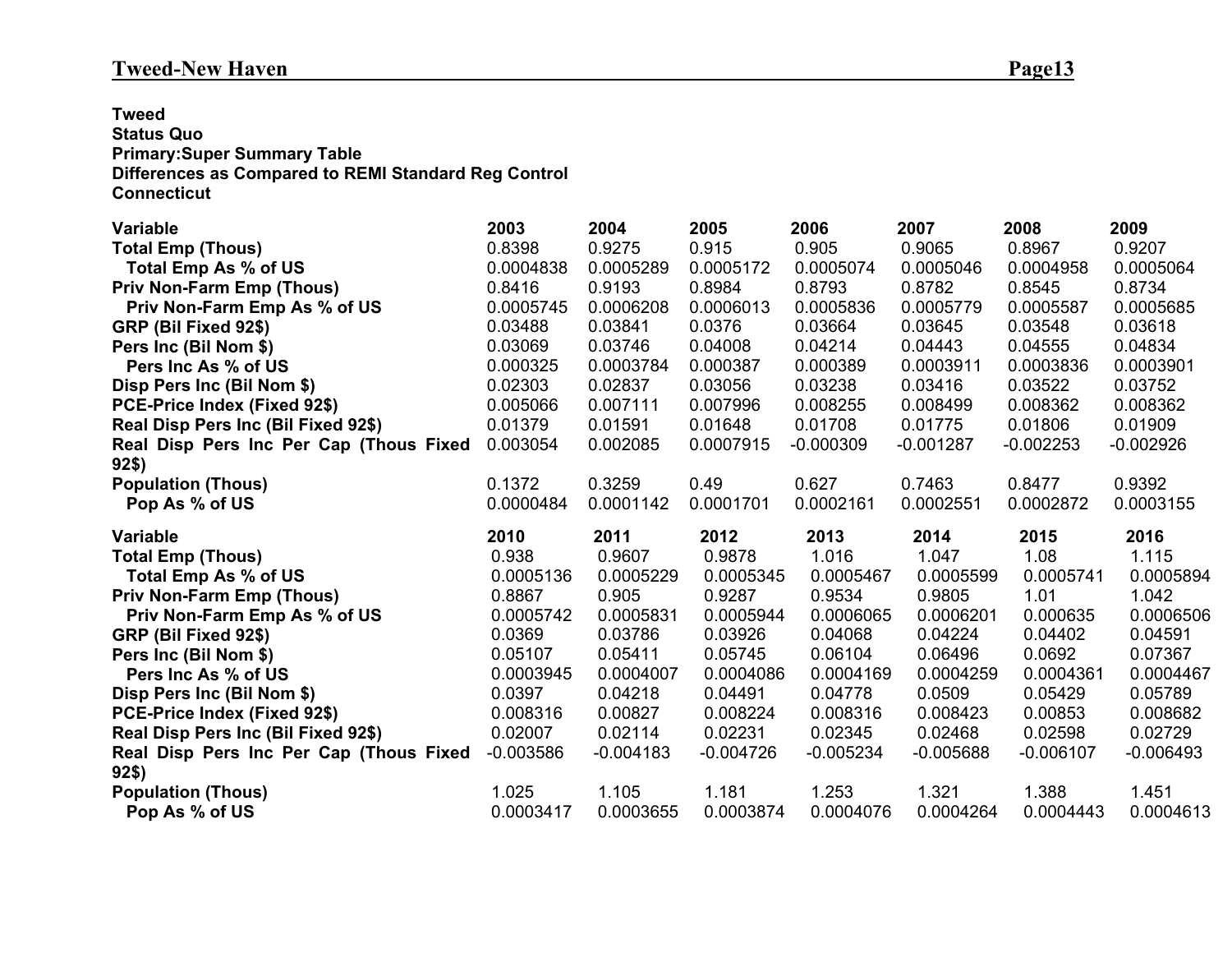**Tweed**
**Status Quo**
**Primary:Super Summary Table**
**Differences as Compared to REMI Standard Reg Control**
**Connecticut**

| Variable | 2003 | 2004 | 2005 | 2006 | 2007 | 2008 | 2009 |
|---|---|---|---|---|---|---|---|
| **Total Emp (Thous)** | 0.8398 | 0.9275 | 0.915 | 0.905 | 0.9065 | 0.8967 | 0.9207 |
| **Total Emp As % of US** | 0.0004838 | 0.0005289 | 0.0005172 | 0.0005074 | 0.0005046 | 0.0004958 | 0.0005064 |
| **Priv Non-Farm Emp (Thous)** | 0.8416 | 0.9193 | 0.8984 | 0.8793 | 0.8782 | 0.8545 | 0.8734 |
| **Priv Non-Farm Emp As % of US** | 0.0005745 | 0.0006208 | 0.0006013 | 0.0005836 | 0.0005779 | 0.0005587 | 0.0005685 |
| **GRP (Bil Fixed 92$)** | 0.03488 | 0.03841 | 0.0376 | 0.03664 | 0.03645 | 0.03548 | 0.03618 |
| **Pers Inc (Bil Nom $)** | 0.03069 | 0.03746 | 0.04008 | 0.04214 | 0.04443 | 0.04555 | 0.04834 |
| **Pers Inc As % of US** | 0.000325 | 0.0003784 | 0.000387 | 0.000389 | 0.0003911 | 0.0003836 | 0.0003901 |
| **Disp Pers Inc (Bil Nom $)** | 0.02303 | 0.02837 | 0.03056 | 0.03238 | 0.03416 | 0.03522 | 0.03752 |
| **PCE-Price Index (Fixed 92$)** | 0.005066 | 0.007111 | 0.007996 | 0.008255 | 0.008499 | 0.008362 | 0.008362 |
| **Real Disp Pers Inc (Bil Fixed 92$)** | 0.01379 | 0.01591 | 0.01648 | 0.01708 | 0.01775 | 0.01806 | 0.01909 |
| **Real Disp Pers Inc Per Cap (Thous Fixed 92$)** | 0.003054 | 0.002085 | 0.0007915 | -0.000309 | -0.001287 | -0.002253 | -0.002926 |
| **Population (Thous)** | 0.1372 | 0.3259 | 0.49 | 0.627 | 0.7463 | 0.8477 | 0.9392 |
| **Pop As % of US** | 0.0000484 | 0.0001142 | 0.0001701 | 0.0002161 | 0.0002551 | 0.0002872 | 0.0003155 |

| Variable | 2010 | 2011 | 2012 | 2013 | 2014 | 2015 | 2016 |
|---|---|---|---|---|---|---|---|
| **Total Emp (Thous)** | 0.938 | 0.9607 | 0.9878 | 1.016 | 1.047 | 1.08 | 1.115 |
| **Total Emp As % of US** | 0.0005136 | 0.0005229 | 0.0005345 | 0.0005467 | 0.0005599 | 0.0005741 | 0.0005894 |
| **Priv Non-Farm Emp (Thous)** | 0.8867 | 0.905 | 0.9287 | 0.9534 | 0.9805 | 1.01 | 1.042 |
| **Priv Non-Farm Emp As % of US** | 0.0005742 | 0.0005831 | 0.0005944 | 0.0006065 | 0.0006201 | 0.000635 | 0.0006506 |
| **GRP (Bil Fixed 92$)** | 0.0369 | 0.03786 | 0.03926 | 0.04068 | 0.04224 | 0.04402 | 0.04591 |
| **Pers Inc (Bil Nom $)** | 0.05107 | 0.05411 | 0.05745 | 0.06104 | 0.06496 | 0.0692 | 0.07367 |
| **Pers Inc As % of US** | 0.0003945 | 0.0004007 | 0.0004086 | 0.0004169 | 0.0004259 | 0.0004361 | 0.0004467 |
| **Disp Pers Inc (Bil Nom $)** | 0.0397 | 0.04218 | 0.04491 | 0.04778 | 0.0509 | 0.05429 | 0.05789 |
| **PCE-Price Index (Fixed 92$)** | 0.008316 | 0.00827 | 0.008224 | 0.008316 | 0.008423 | 0.00853 | 0.008682 |
| **Real Disp Pers Inc (Bil Fixed 92$)** | 0.02007 | 0.02114 | 0.02231 | 0.02345 | 0.02468 | 0.02598 | 0.02729 |
| **Real Disp Pers Inc Per Cap (Thous Fixed 92$)** | -0.003586 | -0.004183 | -0.004726 | -0.005234 | -0.005688 | -0.006107 | -0.006493 |
| **Population (Thous)** | 1.025 | 1.105 | 1.181 | 1.253 | 1.321 | 1.388 | 1.451 |
| **Pop As % of US** | 0.0003417 | 0.0003655 | 0.0003874 | 0.0004076 | 0.0004264 | 0.0004443 | 0.0004613 |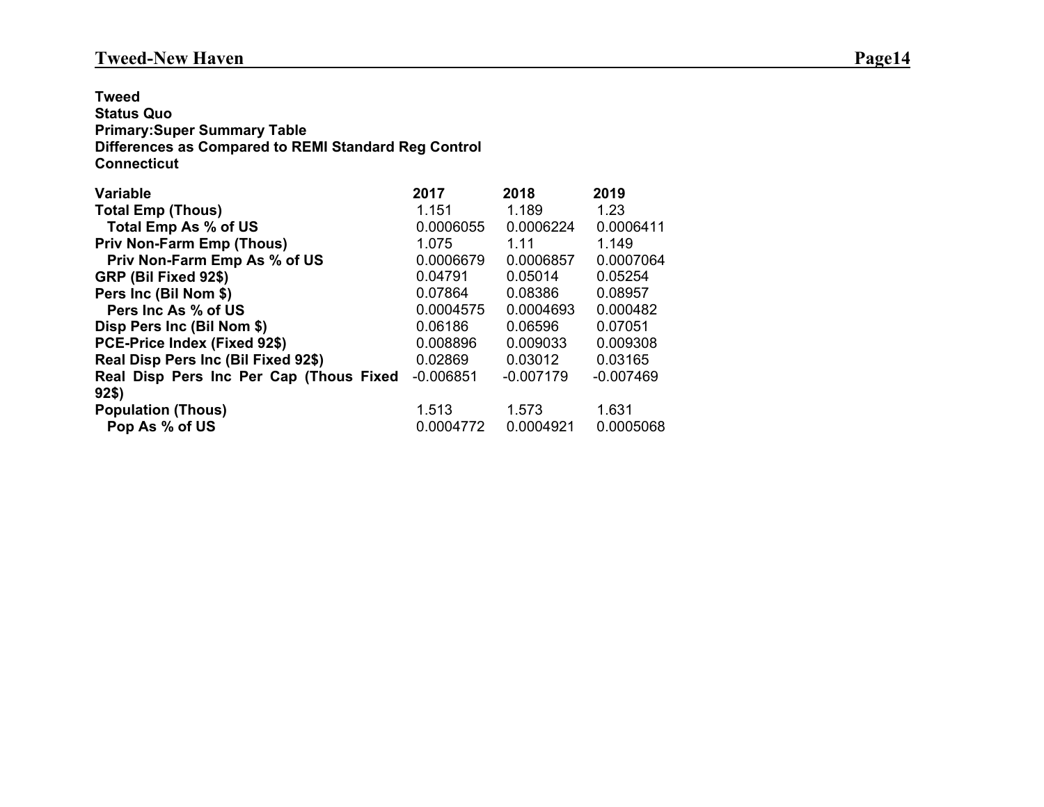**Tweed**
**Status Quo**
**Primary:Super Summary Table**
**Differences as Compared to REMI Standard Reg Control**
**Connecticut**

| Variable | 2017 | 2018 | 2019 |
|---|---|---|---|
| **Total Emp (Thous)** | 1.151 | 1.189 | 1.23 |
| **Total Emp As % of US** | 0.0006055 | 0.0006224 | 0.0006411 |
| **Priv Non-Farm Emp (Thous)** | 1.075 | 1.11 | 1.149 |
| **Priv Non-Farm Emp As % of US** | 0.0006679 | 0.0006857 | 0.0007064 |
| **GRP (Bil Fixed 92$)** | 0.04791 | 0.05014 | 0.05254 |
| **Pers Inc (Bil Nom $)** | 0.07864 | 0.08386 | 0.08957 |
| **Pers Inc As % of US** | 0.0004575 | 0.0004693 | 0.000482 |
| **Disp Pers Inc (Bil Nom $)** | 0.06186 | 0.06596 | 0.07051 |
| **PCE-Price Index (Fixed 92$)** | 0.008896 | 0.009033 | 0.009308 |
| **Real Disp Pers Inc (Bil Fixed 92$)** | 0.02869 | 0.03012 | 0.03165 |
| **Real Disp Pers Inc Per Cap (Thous Fixed 92$)** | -0.006851 | -0.007179 | -0.007469 |
| **Population (Thous)** | 1.513 | 1.573 | 1.631 |
| **Pop As % of US** | 0.0004772 | 0.0004921 | 0.0005068 |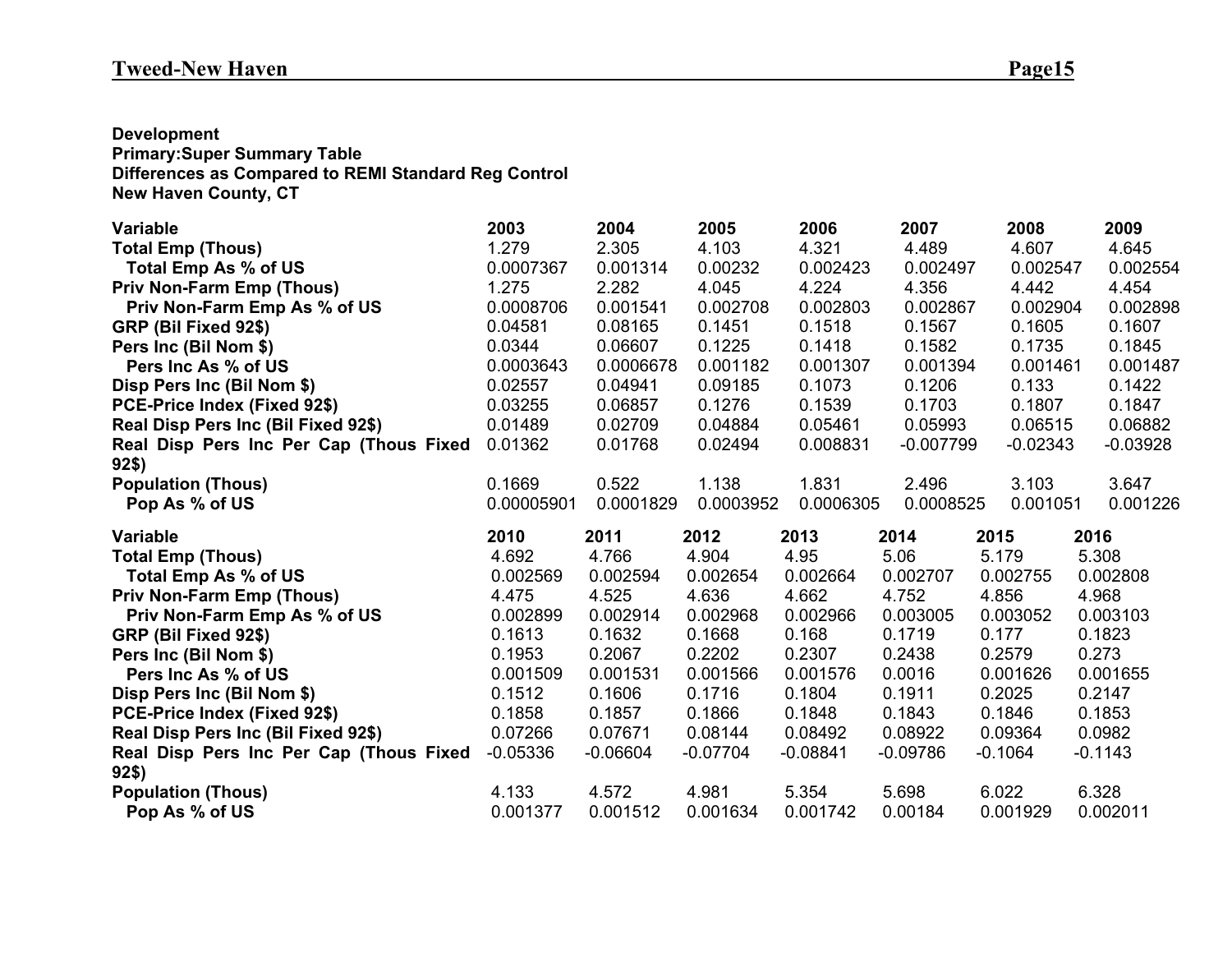**Development**
**Primary:Super Summary Table**
**Differences as Compared to REMI Standard Reg Control**
**New Haven County, CT**

| Variable | 2003 | 2004 | 2005 | 2006 | 2007 | 2008 | 2009 |
|---|---|---|---|---|---|---|---|
| **Total Emp (Thous)** | 1.279 | 2.305 | 4.103 | 4.321 | 4.489 | 4.607 | 4.645 |
| **Total Emp As % of US** | 0.0007367 | 0.001314 | 0.00232 | 0.002423 | 0.002497 | 0.002547 | 0.002554 |
| **Priv Non-Farm Emp (Thous)** | 1.275 | 2.282 | 4.045 | 4.224 | 4.356 | 4.442 | 4.454 |
| **Priv Non-Farm Emp As % of US** | 0.0008706 | 0.001541 | 0.002708 | 0.002803 | 0.002867 | 0.002904 | 0.002898 |
| **GRP (Bil Fixed 92$)** | 0.04581 | 0.08165 | 0.1451 | 0.1518 | 0.1567 | 0.1605 | 0.1607 |
| **Pers Inc (Bil Nom $)** | 0.0344 | 0.06607 | 0.1225 | 0.1418 | 0.1582 | 0.1735 | 0.1845 |
| **Pers Inc As % of US** | 0.0003643 | 0.0006678 | 0.001182 | 0.001307 | 0.001394 | 0.001461 | 0.001487 |
| **Disp Pers Inc (Bil Nom $)** | 0.02557 | 0.04941 | 0.09185 | 0.1073 | 0.1206 | 0.133 | 0.1422 |
| **PCE-Price Index (Fixed 92$)** | 0.03255 | 0.06857 | 0.1276 | 0.1539 | 0.1703 | 0.1807 | 0.1847 |
| **Real Disp Pers Inc (Bil Fixed 92$)** | 0.01489 | 0.02709 | 0.04884 | 0.05461 | 0.05993 | 0.06515 | 0.06882 |
| **Real Disp Pers Inc Per Cap (Thous Fixed 92$)** | 0.01362 | 0.01768 | 0.02494 | 0.008831 | -0.007799 | -0.02343 | -0.03928 |
| **Population (Thous)** | 0.1669 | 0.522 | 1.138 | 1.831 | 2.496 | 3.103 | 3.647 |
| **Pop As % of US** | 0.00005901 | 0.0001829 | 0.0003952 | 0.0006305 | 0.0008525 | 0.001051 | 0.001226 |

| Variable | 2010 | 2011 | 2012 | 2013 | 2014 | 2015 | 2016 |
|---|---|---|---|---|---|---|---|
| **Total Emp (Thous)** | 4.692 | 4.766 | 4.904 | 4.95 | 5.06 | 5.179 | 5.308 |
| **Total Emp As % of US** | 0.002569 | 0.002594 | 0.002654 | 0.002664 | 0.002707 | 0.002755 | 0.002808 |
| **Priv Non-Farm Emp (Thous)** | 4.475 | 4.525 | 4.636 | 4.662 | 4.752 | 4.856 | 4.968 |
| **Priv Non-Farm Emp As % of US** | 0.002899 | 0.002914 | 0.002968 | 0.002966 | 0.003005 | 0.003052 | 0.003103 |
| **GRP (Bil Fixed 92$)** | 0.1613 | 0.1632 | 0.1668 | 0.168 | 0.1719 | 0.177 | 0.1823 |
| **Pers Inc (Bil Nom $)** | 0.1953 | 0.2067 | 0.2202 | 0.2307 | 0.2438 | 0.2579 | 0.273 |
| **Pers Inc As % of US** | 0.001509 | 0.001531 | 0.001566 | 0.001576 | 0.0016 | 0.001626 | 0.001655 |
| **Disp Pers Inc (Bil Nom $)** | 0.1512 | 0.1606 | 0.1716 | 0.1804 | 0.1911 | 0.2025 | 0.2147 |
| **PCE-Price Index (Fixed 92$)** | 0.1858 | 0.1857 | 0.1866 | 0.1848 | 0.1843 | 0.1846 | 0.1853 |
| **Real Disp Pers Inc (Bil Fixed 92$)** | 0.07266 | 0.07671 | 0.08144 | 0.08492 | 0.08922 | 0.09364 | 0.0982 |
| **Real Disp Pers Inc Per Cap (Thous Fixed 92$)** | -0.05336 | -0.06604 | -0.07704 | -0.08841 | -0.09786 | -0.1064 | -0.1143 |
| **Population (Thous)** | 4.133 | 4.572 | 4.981 | 5.354 | 5.698 | 6.022 | 6.328 |
| **Pop As % of US** | 0.001377 | 0.001512 | 0.001634 | 0.001742 | 0.00184 | 0.001929 | 0.002011 |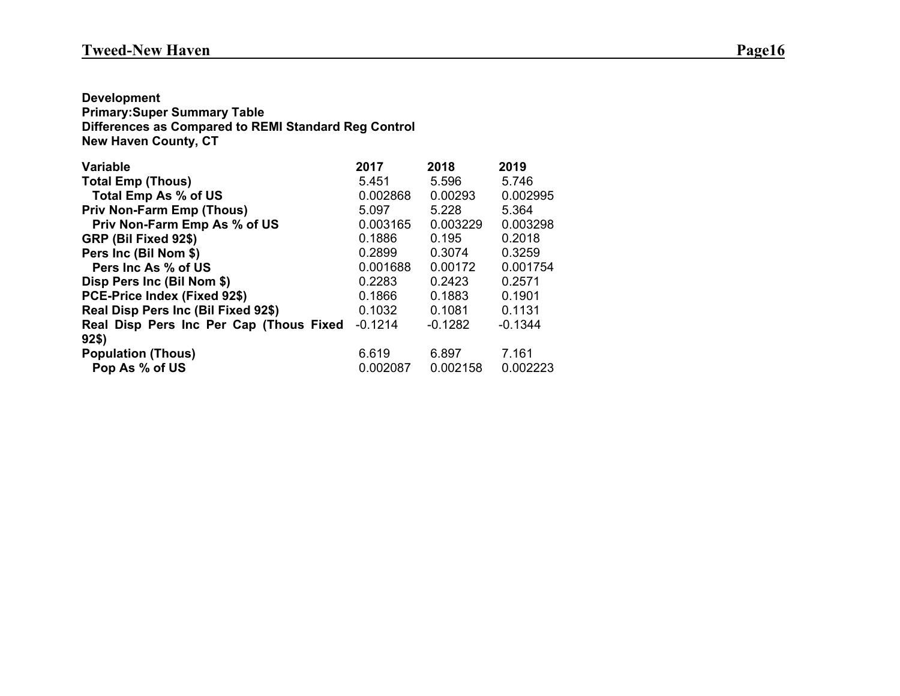**Development**
**Primary:Super Summary Table**
**Differences as Compared to REMI Standard Reg Control**
**New Haven County, CT**

| Variable | 2017 | 2018 | 2019 |
|---|---|---|---|
| **Total Emp (Thous)** | 5.451 | 5.596 | 5.746 |
| **Total Emp As % of US** | 0.002868 | 0.00293 | 0.002995 |
| **Priv Non-Farm Emp (Thous)** | 5.097 | 5.228 | 5.364 |
| **Priv Non-Farm Emp As % of US** | 0.003165 | 0.003229 | 0.003298 |
| **GRP (Bil Fixed 92$)** | 0.1886 | 0.195 | 0.2018 |
| **Pers Inc (Bil Nom $)** | 0.2899 | 0.3074 | 0.3259 |
| **Pers Inc As % of US** | 0.001688 | 0.00172 | 0.001754 |
| **Disp Pers Inc (Bil Nom $)** | 0.2283 | 0.2423 | 0.2571 |
| **PCE-Price Index (Fixed 92$)** | 0.1866 | 0.1883 | 0.1901 |
| **Real Disp Pers Inc (Bil Fixed 92$)** | 0.1032 | 0.1081 | 0.1131 |
| **Real Disp Pers Inc Per Cap (Thous Fixed 92$)** | -0.1214 | -0.1282 | -0.1344 |
| **Population (Thous)** | 6.619 | 6.897 | 7.161 |
| **Pop As % of US** | 0.002087 | 0.002158 | 0.002223 |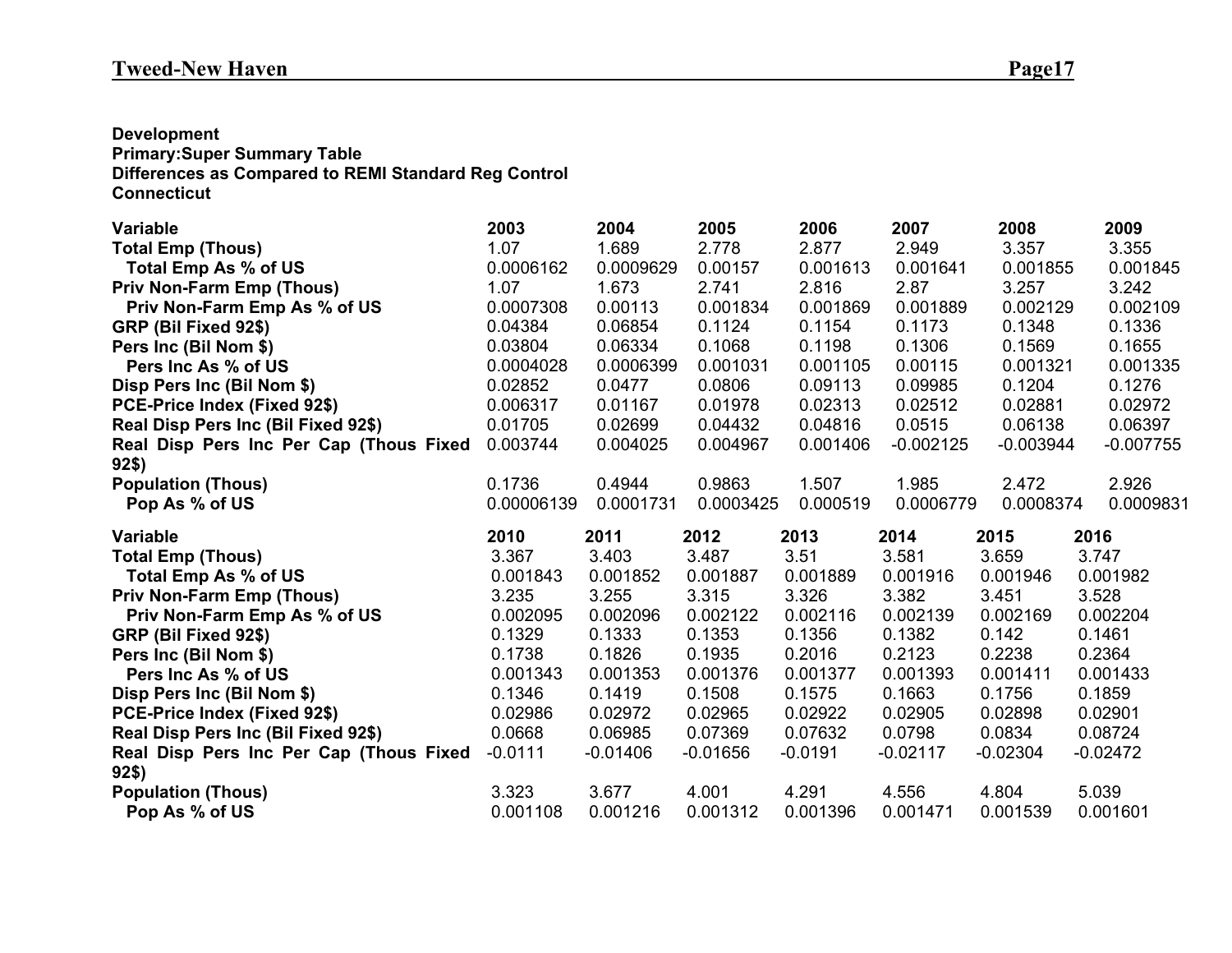**Development**
**Primary:Super Summary Table**
**Differences as Compared to REMI Standard Reg Control**
**Connecticut**

| Variable | 2003 | 2004 | 2005 | 2006 | 2007 | 2008 | 2009 |
|---|---|---|---|---|---|---|---|
| **Total Emp (Thous)** | 1.07 | 1.689 | 2.778 | 2.877 | 2.949 | 3.357 | 3.355 |
| **Total Emp As % of US** | 0.0006162 | 0.0009629 | 0.00157 | 0.001613 | 0.001641 | 0.001855 | 0.001845 |
| **Priv Non-Farm Emp (Thous)** | 1.07 | 1.673 | 2.741 | 2.816 | 2.87 | 3.257 | 3.242 |
| **Priv Non-Farm Emp As % of US** | 0.0007308 | 0.00113 | 0.001834 | 0.001869 | 0.001889 | 0.002129 | 0.002109 |
| **GRP (Bil Fixed 92$)** | 0.04384 | 0.06854 | 0.1124 | 0.1154 | 0.1173 | 0.1348 | 0.1336 |
| **Pers Inc (Bil Nom $)** | 0.03804 | 0.06334 | 0.1068 | 0.1198 | 0.1306 | 0.1569 | 0.1655 |
| **Pers Inc As % of US** | 0.0004028 | 0.0006399 | 0.001031 | 0.001105 | 0.00115 | 0.001321 | 0.001335 |
| **Disp Pers Inc (Bil Nom $)** | 0.02852 | 0.0477 | 0.0806 | 0.09113 | 0.09985 | 0.1204 | 0.1276 |
| **PCE-Price Index (Fixed 92$)** | 0.006317 | 0.01167 | 0.01978 | 0.02313 | 0.02512 | 0.02881 | 0.02972 |
| **Real Disp Pers Inc (Bil Fixed 92$)** | 0.01705 | 0.02699 | 0.04432 | 0.04816 | 0.0515 | 0.06138 | 0.06397 |
| **Real Disp Pers Inc Per Cap (Thous Fixed 92$)** | 0.003744 | 0.004025 | 0.004967 | 0.001406 | -0.002125 | -0.003944 | -0.007755 |
| **Population (Thous)** | 0.1736 | 0.4944 | 0.9863 | 1.507 | 1.985 | 2.472 | 2.926 |
| **Pop As % of US** | 0.00006139 | 0.0001731 | 0.0003425 | 0.000519 | 0.0006779 | 0.0008374 | 0.0009831 |

| Variable | 2010 | 2011 | 2012 | 2013 | 2014 | 2015 | 2016 |
|---|---|---|---|---|---|---|---|
| **Total Emp (Thous)** | 3.367 | 3.403 | 3.487 | 3.51 | 3.581 | 3.659 | 3.747 |
| **Total Emp As % of US** | 0.001843 | 0.001852 | 0.001887 | 0.001889 | 0.001916 | 0.001946 | 0.001982 |
| **Priv Non-Farm Emp (Thous)** | 3.235 | 3.255 | 3.315 | 3.326 | 3.382 | 3.451 | 3.528 |
| **Priv Non-Farm Emp As % of US** | 0.002095 | 0.002096 | 0.002122 | 0.002116 | 0.002139 | 0.002169 | 0.002204 |
| **GRP (Bil Fixed 92$)** | 0.1329 | 0.1333 | 0.1353 | 0.1356 | 0.1382 | 0.142 | 0.1461 |
| **Pers Inc (Bil Nom $)** | 0.1738 | 0.1826 | 0.1935 | 0.2016 | 0.2123 | 0.2238 | 0.2364 |
| **Pers Inc As % of US** | 0.001343 | 0.001353 | 0.001376 | 0.001377 | 0.001393 | 0.001411 | 0.001433 |
| **Disp Pers Inc (Bil Nom $)** | 0.1346 | 0.1419 | 0.1508 | 0.1575 | 0.1663 | 0.1756 | 0.1859 |
| **PCE-Price Index (Fixed 92$)** | 0.02986 | 0.02972 | 0.02965 | 0.02922 | 0.02905 | 0.02898 | 0.02901 |
| **Real Disp Pers Inc (Bil Fixed 92$)** | 0.0668 | 0.06985 | 0.07369 | 0.07632 | 0.0798 | 0.0834 | 0.08724 |
| **Real Disp Pers Inc Per Cap (Thous Fixed 92$)** | -0.0111 | -0.01406 | -0.01656 | -0.0191 | -0.02117 | -0.02304 | -0.02472 |
| **Population (Thous)** | 3.323 | 3.677 | 4.001 | 4.291 | 4.556 | 4.804 | 5.039 |
| **Pop As % of US** | 0.001108 | 0.001216 | 0.001312 | 0.001396 | 0.001471 | 0.001539 | 0.001601 |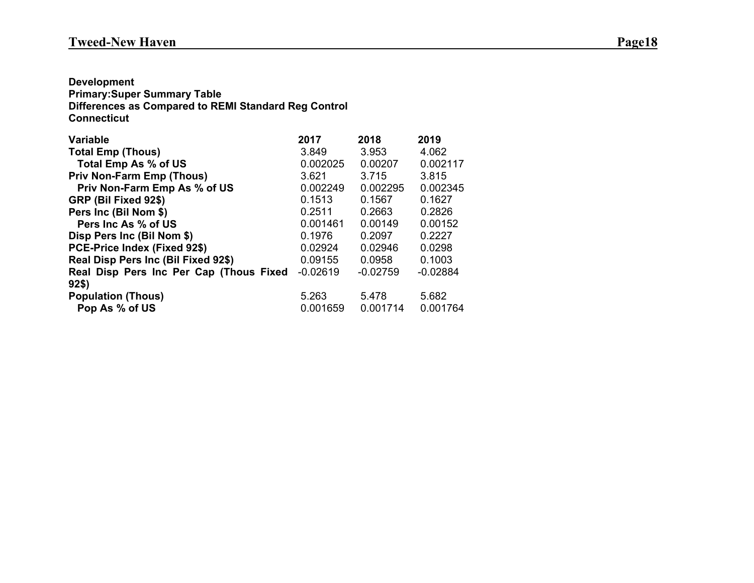**Development**
**Primary:Super Summary Table**
**Differences as Compared to REMI Standard Reg Control**
**Connecticut**

| Variable | 2017 | 2018 | 2019 |
|---|---|---|---|
| **Total Emp (Thous)** | 3.849 | 3.953 | 4.062 |
| **Total Emp As % of US** | 0.002025 | 0.00207 | 0.002117 |
| **Priv Non-Farm Emp (Thous)** | 3.621 | 3.715 | 3.815 |
| **Priv Non-Farm Emp As % of US** | 0.002249 | 0.002295 | 0.002345 |
| **GRP (Bil Fixed 92$)** | 0.1513 | 0.1567 | 0.1627 |
| **Pers Inc (Bil Nom $)** | 0.2511 | 0.2663 | 0.2826 |
| **Pers Inc As % of US** | 0.001461 | 0.00149 | 0.00152 |
| **Disp Pers Inc (Bil Nom $)** | 0.1976 | 0.2097 | 0.2227 |
| **PCE-Price Index (Fixed 92$)** | 0.02924 | 0.02946 | 0.0298 |
| **Real Disp Pers Inc (Bil Fixed 92$)** | 0.09155 | 0.0958 | 0.1003 |
| **Real Disp Pers Inc Per Cap (Thous Fixed 92$)** | -0.02619 | -0.02759 | -0.02884 |
| **Population (Thous)** | 5.263 | 5.478 | 5.682 |
| **Pop As % of US** | 0.001659 | 0.001714 | 0.001764 |